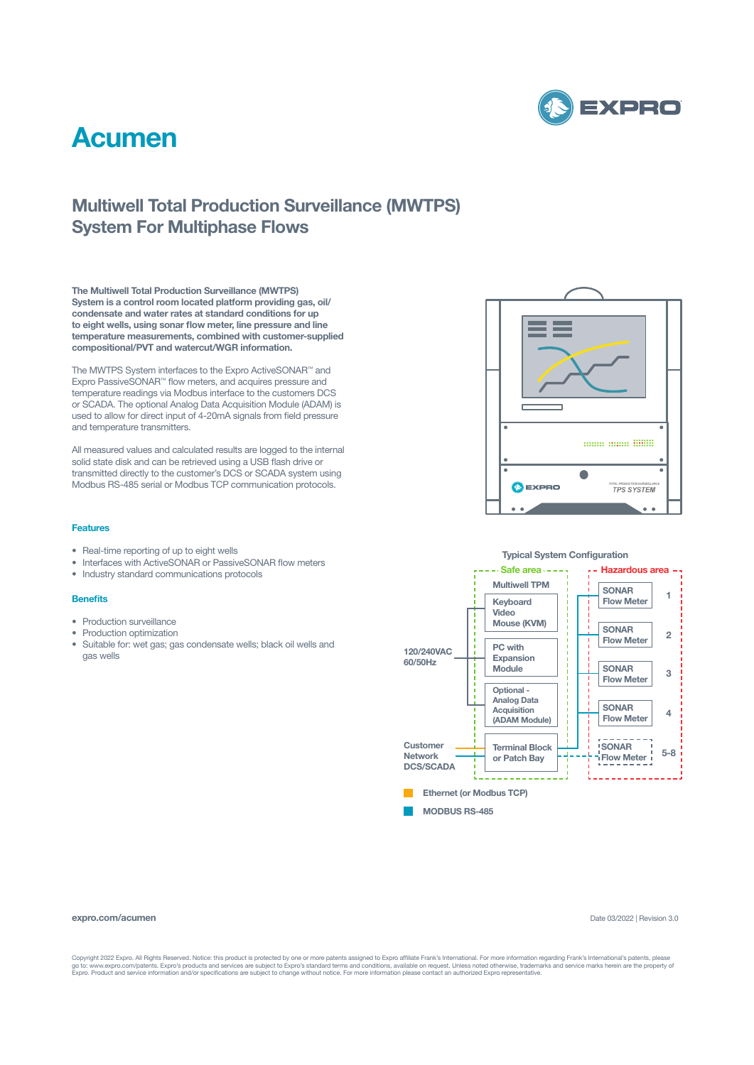# Acumen

## Multiwell Total Production Surveillance (MWTPS) System For Multiphase Flows

**The Multiwell Total Production Surveillance (MWTPS) System is a control room located platform providing gas, oil/condensate and water rates at standard conditions for up to eight wells, using sonar flow meter, line pressure and line temperature measurements, combined with customer-supplied compositional/PVT and watercut/WGR information.**

The MWTPS System interfaces to the Expro ActiveSONAR™ and Expro PassiveSONAR™ flow meters, and acquires pressure and temperature readings via Modbus interface to the customers DCS or SCADA. The optional Analog Data Acquisition Module (ADAM) is used to allow for direct input of 4-20mA signals from field pressure and temperature transmitters.

All measured values and calculated results are logged to the internal solid state disk and can be retrieved using a USB flash drive or transmitted directly to the customer's DCS or SCADA system using Modbus RS-485 serial or Modbus TCP communication protocols.

### Features

- Real-time reporting of up to eight wells
- Interfaces with ActiveSONAR or PassiveSONAR flow meters
- Industry standard communications protocols

### Benefits

- Production surveillance
- Production optimization
- Suitable for: wet gas; gas condensate wells; black oil wells and gas wells

**Typical System Configuration**

Safe area:
- Multiwell TPM
- Keyboard Video Mouse (KVM)
- PC with Expansion Module
- Optional - Analog Data Acquisition (ADAM Module)
- Terminal Block or Patch Bay

Hazardous area:
- SONAR Flow Meter 1
- SONAR Flow Meter 2
- SONAR Flow Meter 3
- SONAR Flow Meter 4
- SONAR Flow Meter 5-8

120/240VAC 60/50Hz

Customer Network DCS/SCADA

Ethernet (or Modbus TCP)

MODBUS RS-485

expro.com/acumen

Date 03/2022 | Revision 3.0

Copyright 2022 Expro. All Rights Reserved. Notice: this product is protected by one or more patents assigned to Expro affiliate Frank's International. For more information regarding Frank's International's patents, please go to: www.expro.com/patents. Expro's products and services are subject to Expro's standard terms and conditions, available on request. Unless noted otherwise, trademarks and service marks herein are the property of Expro. Product and service information and/or specifications are subject to change without notice. For more information please contact an authorized Expro representative.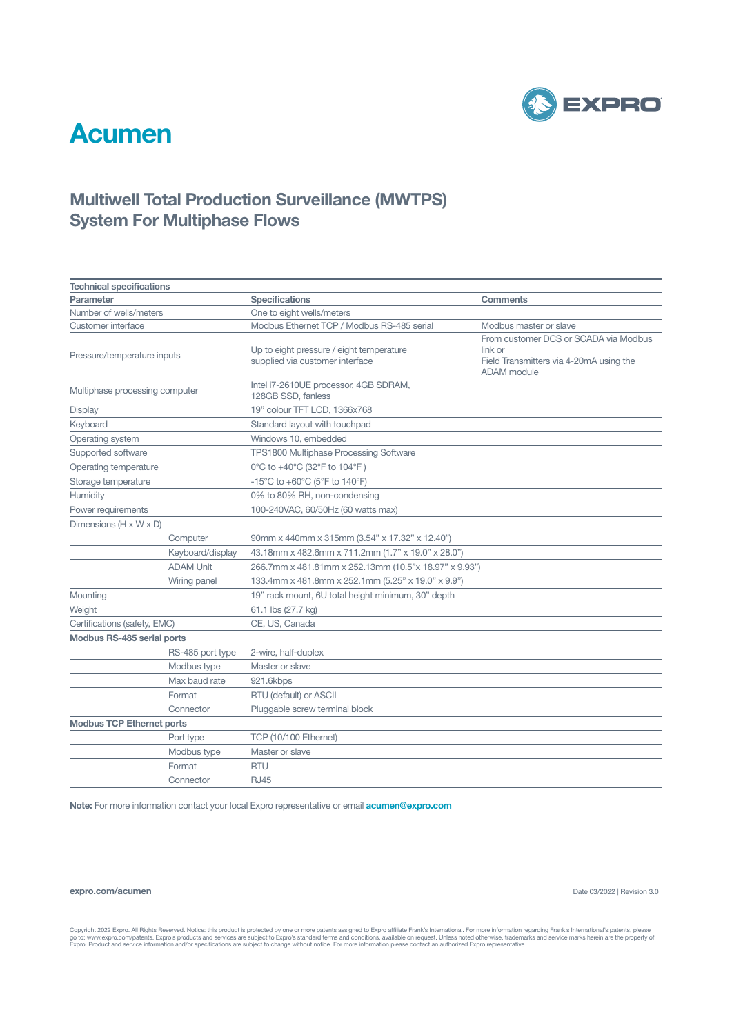# Acumen

## Multiwell Total Production Surveillance (MWTPS) System For Multiphase Flows

| Technical specifications | | | |
|---|---|---|---|
| **Parameter** | | **Specifications** | **Comments** |
| Number of wells/meters | | One to eight wells/meters | |
| Customer interface | | Modbus Ethernet TCP / Modbus RS-485 serial | Modbus master or slave |
| Pressure/temperature inputs | | Up to eight pressure / eight temperature supplied via customer interface | From customer DCS or SCADA via Modbus link or Field Transmitters via 4-20mA using the ADAM module |
| Multiphase processing computer | | Intel i7-2610UE processor, 4GB SDRAM, 128GB SSD, fanless | |
| Display | | 19" colour TFT LCD, 1366x768 | |
| Keyboard | | Standard layout with touchpad | |
| Operating system | | Windows 10, embedded | |
| Supported software | | TPS1800 Multiphase Processing Software | |
| Operating temperature | | 0°C to +40°C (32°F to 104°F ) | |
| Storage temperature | | -15°C to +60°C (5°F to 140°F) | |
| Humidity | | 0% to 80% RH, non-condensing | |
| Power requirements | | 100-240VAC, 60/50Hz (60 watts max) | |
| Dimensions (H x W x D) | | | |
| | Computer | 90mm x 440mm x 315mm (3.54" x 17.32" x 12.40") | |
| | Keyboard/display | 43.18mm x 482.6mm x 711.2mm (1.7" x 19.0" x 28.0") | |
| | ADAM Unit | 266.7mm x 481.81mm x 252.13mm (10.5"x 18.97" x 9.93") | |
| | Wiring panel | 133.4mm x 481.8mm x 252.1mm (5.25" x 19.0" x 9.9") | |
| Mounting | | 19" rack mount, 6U total height minimum, 30" depth | |
| Weight | | 61.1 lbs (27.7 kg) | |
| Certifications (safety, EMC) | | CE, US, Canada | |
| **Modbus RS-485 serial ports** | | | |
| | RS-485 port type | 2-wire, half-duplex | |
| | Modbus type | Master or slave | |
| | Max baud rate | 921.6kbps | |
| | Format | RTU (default) or ASCII | |
| | Connector | Pluggable screw terminal block | |
| **Modbus TCP Ethernet ports** | | | |
| | Port type | TCP (10/100 Ethernet) | |
| | Modbus type | Master or slave | |
| | Format | RTU | |
| | Connector | RJ45 | |

**Note:** For more information contact your local Expro representative or email **acumen@expro.com**

**expro.com/acumen**

Date 03/2022 | Revision 3.0

Copyright 2022 Expro. All Rights Reserved. Notice: this product is protected by one or more patents assigned to Expro affiliate Frank's International. For more information regarding Frank's International's patents, please go to: www.expro.com/patents. Expro's products and services are subject to Expro's standard terms and conditions, available on request. Unless noted otherwise, trademarks and service marks herein are the property of Expro. Product and service information and/or specifications are subject to change without notice. For more information please contact an authorized Expro representative.